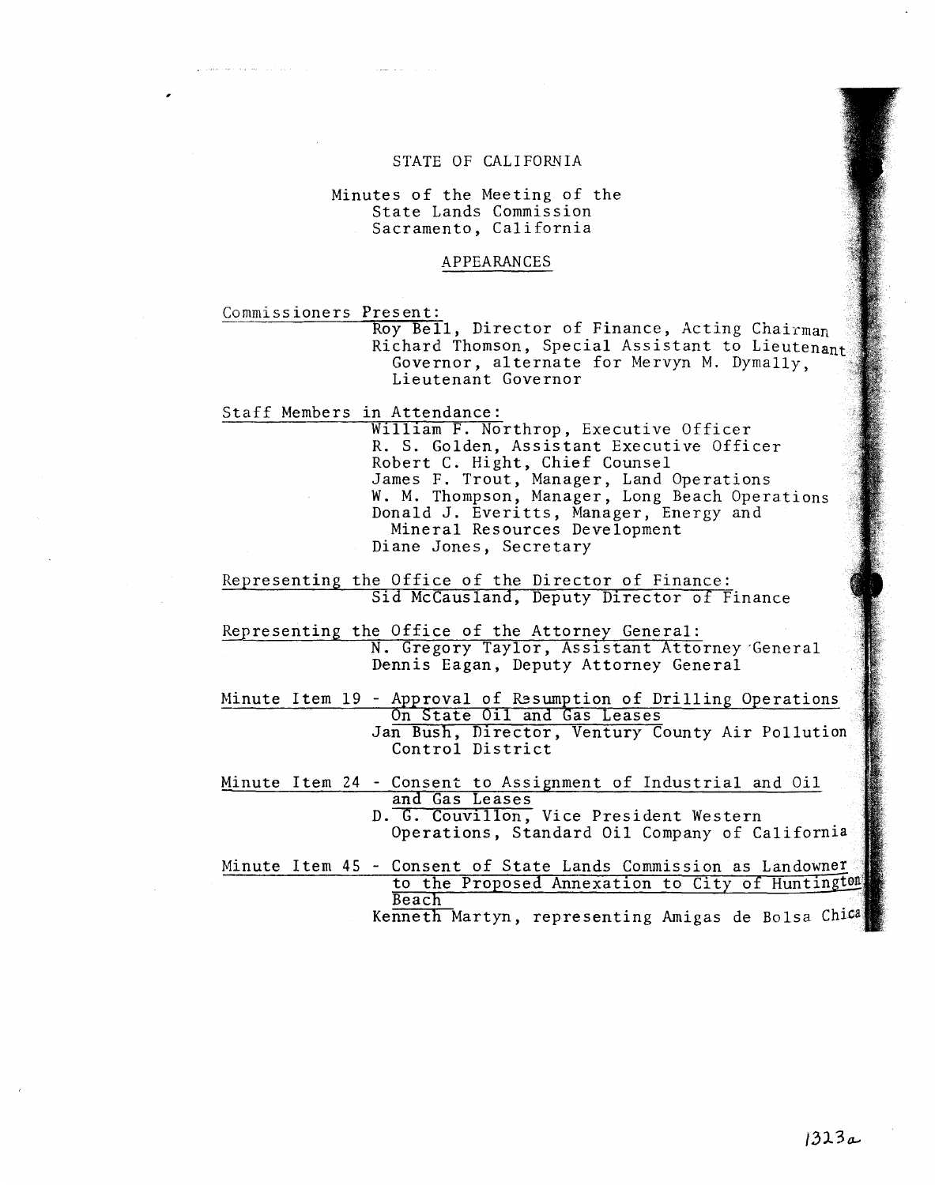STATE OF CALIFORNIA

Minutes of the Meeting of the
State Lands Commission
Sacramento, California

## APPEARANCES

Commissioners Present:

Roy Bell, Director of Finance, Acting Chairman
Richard Thomson, Special Assistant to Lieutenant Governor, alternate for Mervyn M. Dymally, Lieutenant Governor

Staff Members in Attendance:

William F. Northrop, Executive Officer
R. S. Golden, Assistant Executive Officer
Robert C. Hight, Chief Counsel
James F. Trout, Manager, Land Operations
W. M. Thompson, Manager, Long Beach Operations
Donald J. Everitts, Manager, Energy and Mineral Resources Development
Diane Jones, Secretary

Representing the Office of the Director of Finance:

Sid McCausland, Deputy Director of Finance

Representing the Office of the Attorney General:

N. Gregory Taylor, Assistant Attorney General
Dennis Eagan, Deputy Attorney General

Minute Item 19 - Approval of Resumption of Drilling Operations On State Oil and Gas Leases

Jan Bush, Director, Ventury County Air Pollution Control District

Minute Item 24 - Consent to Assignment of Industrial and Oil and Gas Leases

D. G. Couvillon, Vice President Western Operations, Standard Oil Company of California

Minute Item 45 - Consent of State Lands Commission as Landowner to the Proposed Annexation to City of Huntington Beach

Kenneth Martyn, representing Amigas de Bolsa Chica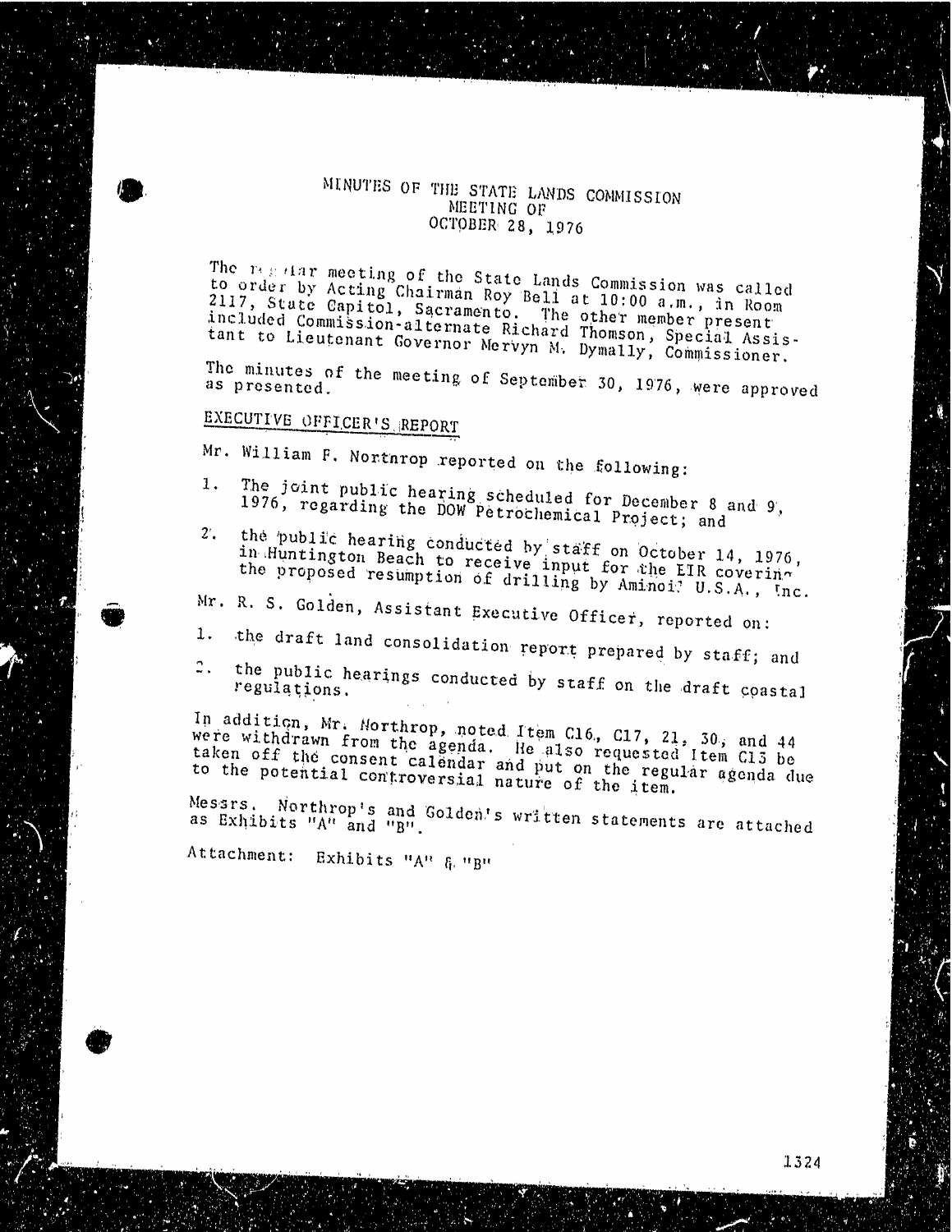# MINUTES OF THE STATE LANDS COMMISSION MEETING OF OCTOBER 28, 1976

The regular meeting of the State Lands Commission was called to order by Acting Chairman Roy Bell at 10:00 a.m., in Room 2117, State Capitol, Sacramento. The other member present included Commission-alternate Richard Thomson, Special Assistant to Lieutenant Governor Mervyn M. Dymally, Commissioner.

The minutes of the meeting of September 30, 1976, were approved as presented.

## EXECUTIVE OFFICER'S REPORT

Mr. William F. Northrop reported on the following:

1. The joint public hearing scheduled for December 8 and 9, 1976, regarding the DOW Petrochemical Project; and
2. the public hearing conducted by staff on October 14, 1976, in Huntington Beach to receive input for the EIR covering the proposed resumption of drilling by Aminoil U.S.A., Inc.

Mr. R. S. Golden, Assistant Executive Officer, reported on:

1. the draft land consolidation report prepared by staff; and
2. the public hearings conducted by staff on the draft coastal regulations.

In addition, Mr. Northrop, noted Item C16, C17, 21, 30, and 44 were withdrawn from the agenda. He also requested Item C13 be taken off the consent calendar and put on the regular agenda due to the potential controversial nature of the item.

Messrs. Northrop's and Golden's written statements are attached as Exhibits "A" and "B".

Attachment: Exhibits "A" & "B"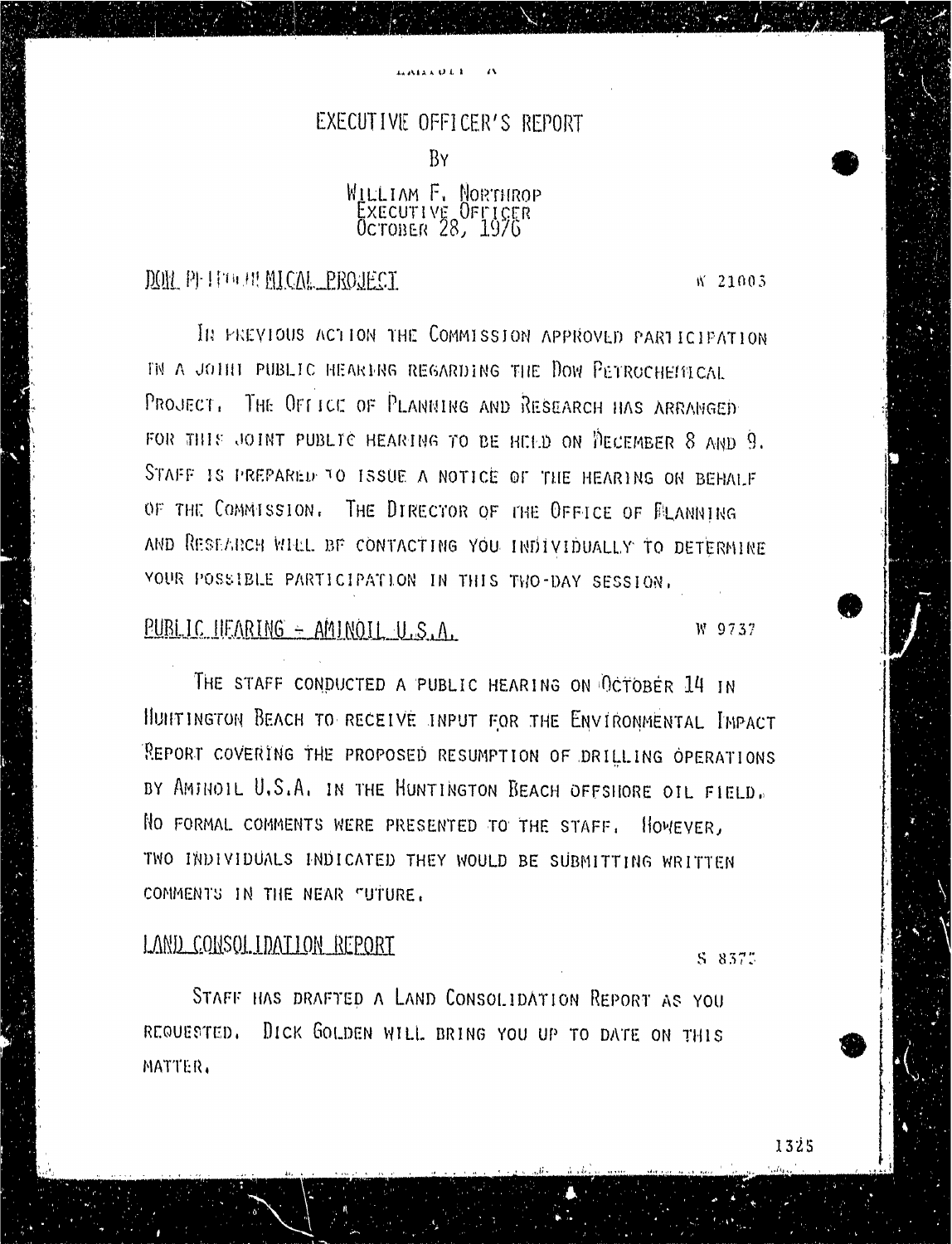EXHIBIT A

# EXECUTIVE OFFICER'S REPORT

BY

WILLIAM F. NORTHROP
EXECUTIVE OFFICER
OCTOBER 28, 1976

## DOW PETROCHEMICAL PROJECT

W 21003

IN PREVIOUS ACTION THE COMMISSION APPROVED PARTICIPATION IN A JOINT PUBLIC HEARING REGARDING THE DOW PETROCHEMICAL PROJECT. THE OFFICE OF PLANNING AND RESEARCH HAS ARRANGED FOR THIS JOINT PUBLIC HEARING TO BE HELD ON DECEMBER 8 AND 9. STAFF IS PREPARED TO ISSUE A NOTICE OF THE HEARING ON BEHALF OF THE COMMISSION. THE DIRECTOR OF THE OFFICE OF PLANNING AND RESEARCH WILL BE CONTACTING YOU INDIVIDUALLY TO DETERMINE YOUR POSSIBLE PARTICIPATION IN THIS TWO-DAY SESSION.

## PUBLIC HEARING - AMINOIL U.S.A.

W 9737

THE STAFF CONDUCTED A PUBLIC HEARING ON OCTOBER 14 IN HUNTINGTON BEACH TO RECEIVE INPUT FOR THE ENVIRONMENTAL IMPACT REPORT COVERING THE PROPOSED RESUMPTION OF DRILLING OPERATIONS BY AMINOIL U.S.A. IN THE HUNTINGTON BEACH OFFSHORE OIL FIELD. NO FORMAL COMMENTS WERE PRESENTED TO THE STAFF. HOWEVER, TWO INDIVIDUALS INDICATED THEY WOULD BE SUBMITTING WRITTEN COMMENTS IN THE NEAR FUTURE.

## LAND CONSOLIDATION REPORT

S 8373

STAFF HAS DRAFTED A LAND CONSOLIDATION REPORT AS YOU REQUESTED. DICK GOLDEN WILL BRING YOU UP TO DATE ON THIS MATTER.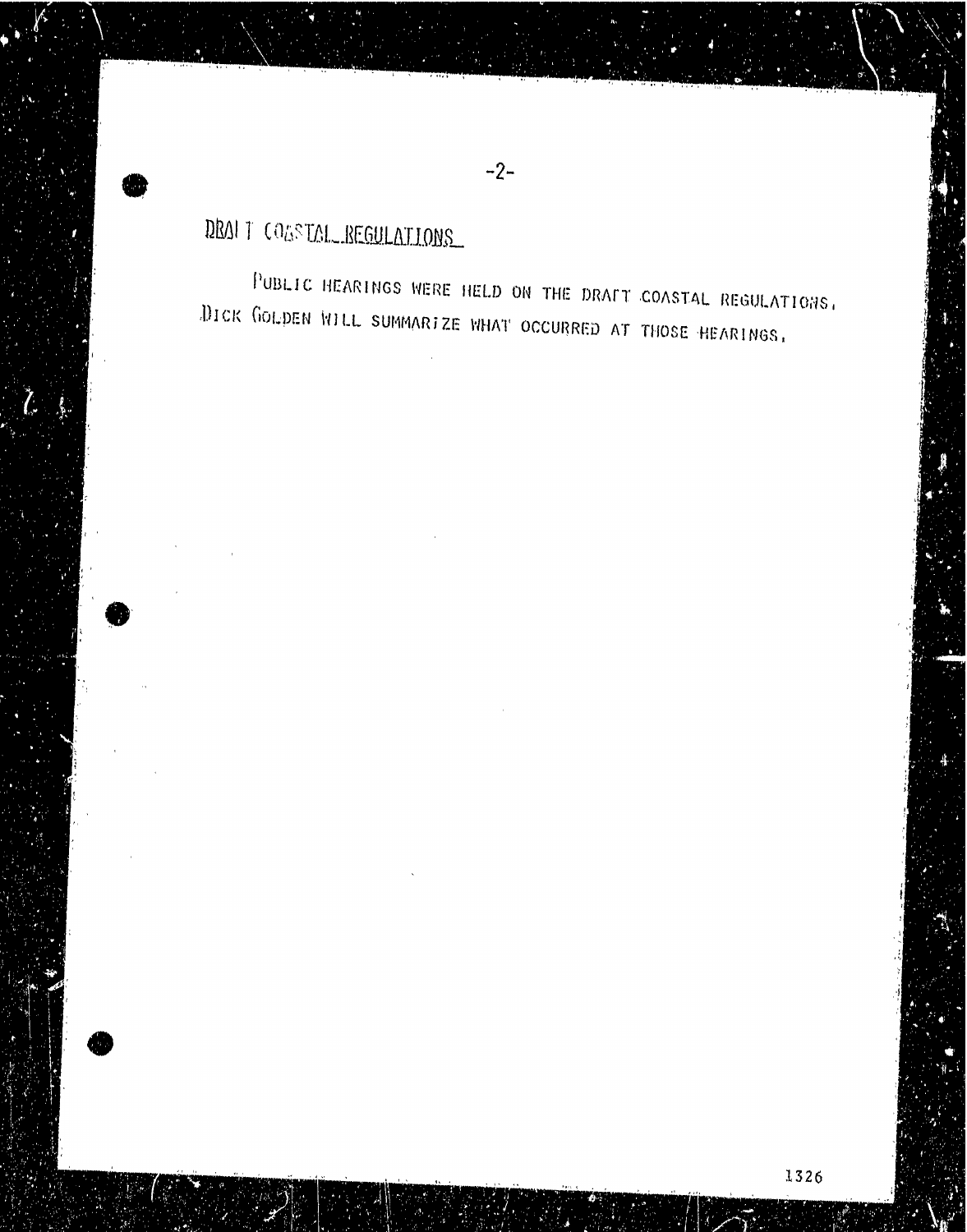## DRAFT COASTAL REGULATIONS

PUBLIC HEARINGS WERE HELD ON THE DRAFT COASTAL REGULATIONS. DICK GOLDEN WILL SUMMARIZE WHAT OCCURRED AT THOSE HEARINGS.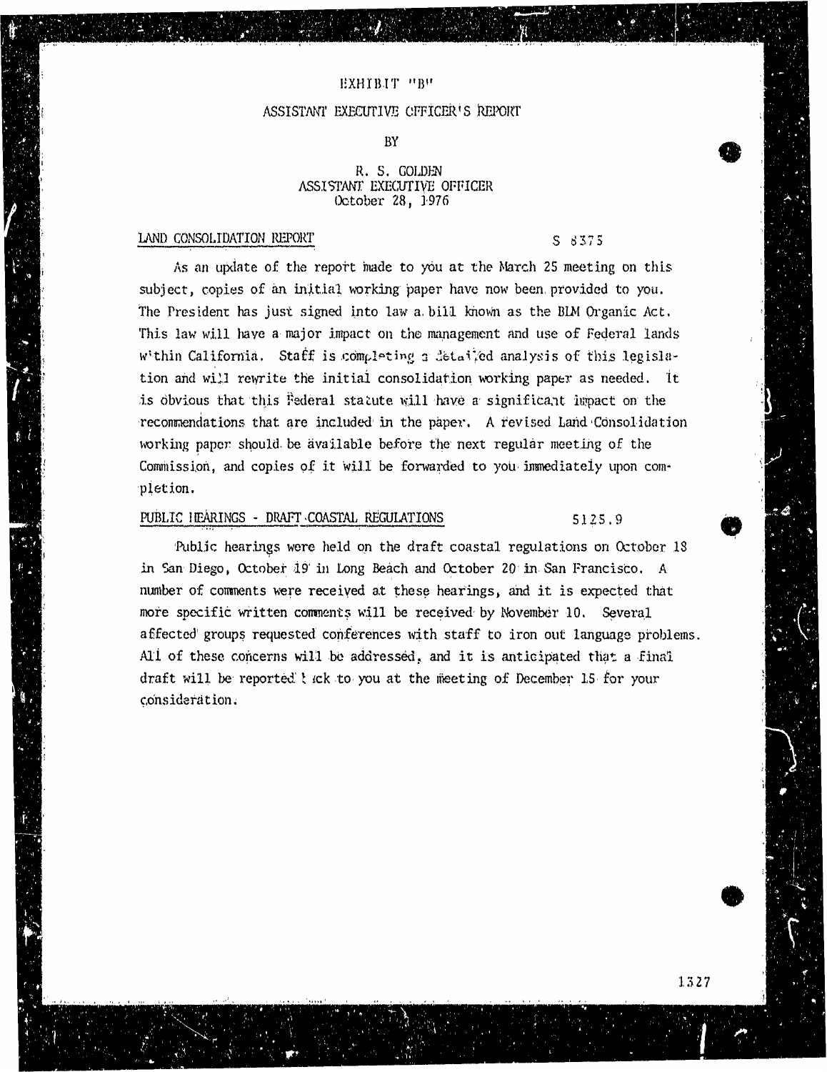EXHIBIT "B"

ASSISTANT EXECUTIVE OFFICER'S REPORT

BY

R. S. GOLDEN
ASSISTANT EXECUTIVE OFFICER
October 28, 1976

LAND CONSOLIDATION REPORT S 6375

As an update of the report made to you at the March 25 meeting on this subject, copies of an initial working paper have now been provided to you. The President has just signed into law a bill known as the BLM Organic Act. This law will have a major impact on the management and use of Federal lands within California. Staff is completing a detailed analysis of this legislation and will rewrite the initial consolidation working paper as needed. It is obvious that this Federal statute will have a significant impact on the recommendations that are included in the paper. A revised Land Consolidation working paper should be available before the next regular meeting of the Commission, and copies of it will be forwarded to you immediately upon completion.

PUBLIC HEARINGS - DRAFT COASTAL REGULATIONS 5125.9

Public hearings were held on the draft coastal regulations on October 18 in San Diego, October 19 in Long Beach and October 20 in San Francisco. A number of comments were received at these hearings, and it is expected that more specific written comments will be received by November 10. Several affected groups requested conferences with staff to iron out language problems. All of these concerns will be addressed, and it is anticipated that a final draft will be reported back to you at the meeting of December 15 for your consideration.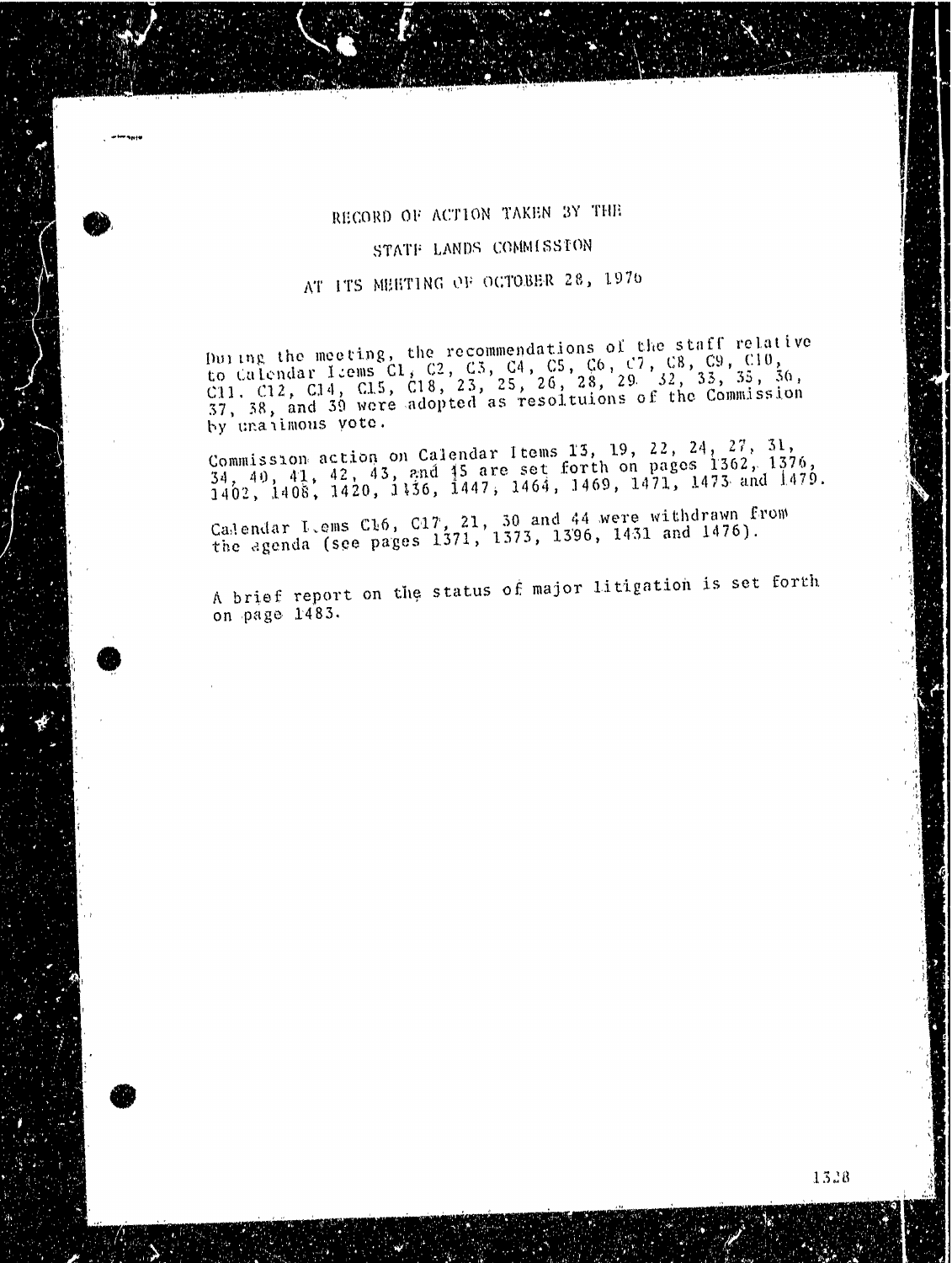# RECORD OF ACTION TAKEN BY THE STATE LANDS COMMISSION AT ITS MEETING OF OCTOBER 28, 1976

During the meeting, the recommendations of the staff relative to Calendar Items C1, C2, C3, C4, C5, C6, C7, C8, C9, C10, C11. C12, C14, C15, C18, 23, 25, 26, 28, 29 32, 33, 35, 36, 37, 38, and 39 were adopted as resoltuions of the Commission by unanimous vote.

Commission action on Calendar Items 13, 19, 22, 24, 27, 31, 34, 40, 41, 42, 43, and 45 are set forth on pages 1362, 1376, 1402, 1408, 1420, 1436, 1447, 1464, 1469, 1471, 1473 and 1479.

Calendar Items C16, C17, 21, 30 and 44 were withdrawn from the agenda (see pages 1371, 1373, 1396, 1431 and 1476).

A brief report on the status of major litigation is set forth on page 1483.